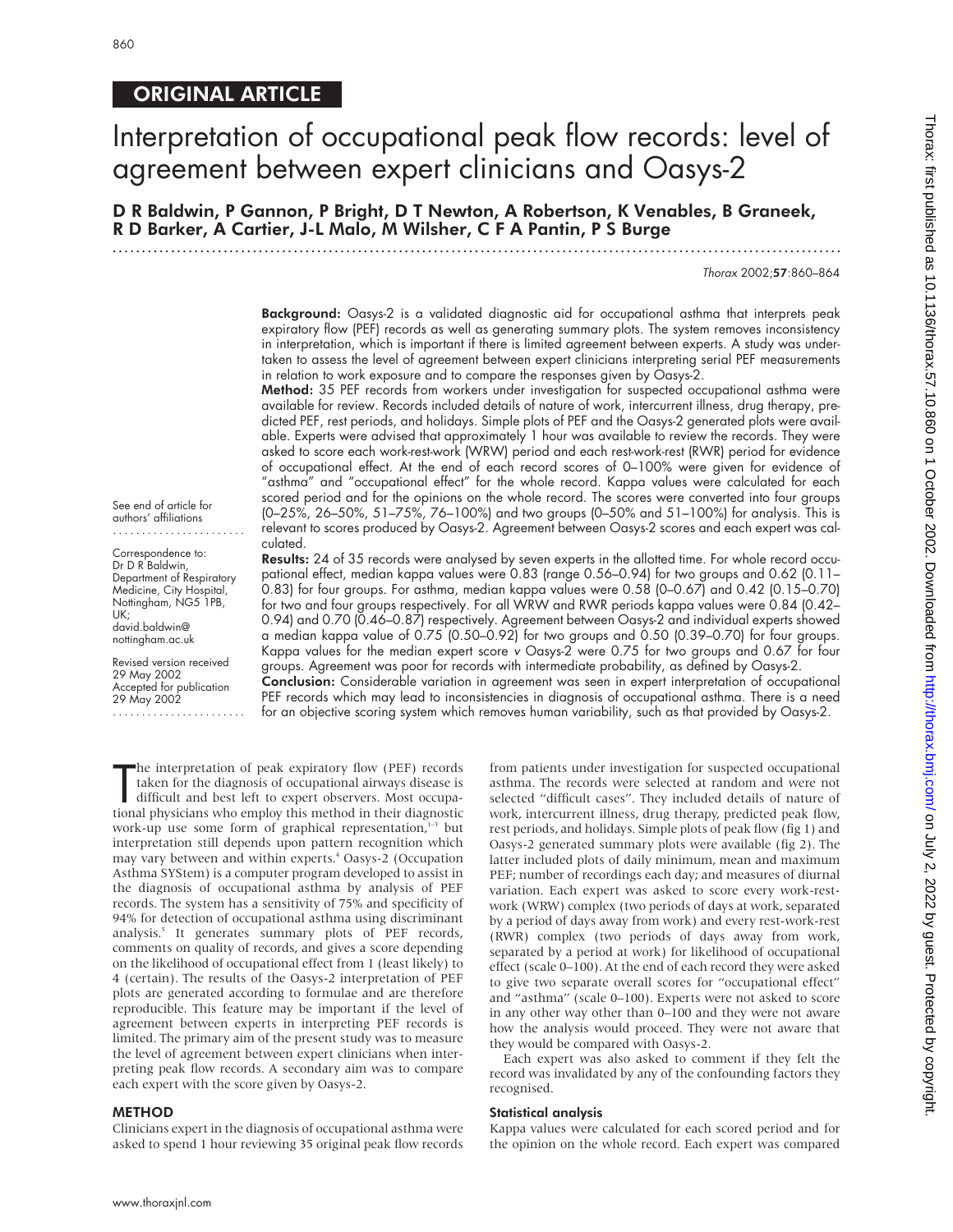## ORIGINAL ARTICLE

# Interpretation of occupational peak flow records: level of agreement between expert clinicians and Oasys-2

**D R Baldwin, P Gannon, P Bright, D T Newton, A Robertson, K Venables, B Graneek, R D Barker, A Cartier, J-L Malo, M Wilsher, C F A Pantin, P S Burge**

*Thorax* 2002;**57**:860–864

**Background:** Oasys-2 is a validated diagnostic aid for occupational asthma that interprets peak expiratory flow (PEF) records as well as generating summary plots. The system removes inconsistency in interpretation, which is important if there is limited agreement between experts. A study was undertaken to assess the level of agreement between expert clinicians interpreting serial PEF measurements in relation to work exposure and to compare the responses given by Oasys-2.

**Method:** 35 PEF records from workers under investigation for suspected occupational asthma were available for review. Records included details of nature of work, intercurrent illness, drug therapy, predicted PEF, rest periods, and holidays. Simple plots of PEF and the Oasys-2 generated plots were available. Experts were advised that approximately 1 hour was available to review the records. They were asked to score each work-rest-work (WRW) period and each rest-work-rest (RWR) period for evidence of occupational effect. At the end of each record scores of 0–100% were given for evidence of "asthma" and "occupational effect" for the whole record. Kappa values were calculated for each scored period and for the opinions on the whole record. The scores were converted into four groups (0–25%, 26–50%, 51–75%, 76–100%) and two groups (0–50% and 51–100%) for analysis. This is relevant to scores produced by Oasys-2. Agreement between Oasys-2 scores and each expert was calculated.

**Results:** 24 of 35 records were analysed by seven experts in the allotted time. For whole record occupational effect, median kappa values were 0.83 (range 0.56–0.94) for two groups and 0.62 (0.11–0.83) for four groups. For asthma, median kappa values were 0.58 (0–0.67) and 0.42 (0.15–0.70) for two and four groups respectively. For all WRW and RWR periods kappa values were 0.84 (0.42–0.94) and 0.70 (0.46–0.87) respectively. Agreement between Oasys-2 and individual experts showed a median kappa value of 0.75 (0.50–0.92) for two groups and 0.50 (0.39–0.70) for four groups. Kappa values for the median expert score *v* Oasys-2 were 0.75 for two groups and 0.67 for four groups. Agreement was poor for records with intermediate probability, as defined by Oasys-2.

**Conclusion:** Considerable variation in agreement was seen in expert interpretation of occupational PEF records which may lead to inconsistencies in diagnosis of occupational asthma. There is a need for an objective scoring system which removes human variability, such as that provided by Oasys-2.

See end of article for authors' affiliations

Correspondence to: Dr D R Baldwin, Department of Respiratory Medicine, City Hospital, Nottingham, NG5 1PB, UK; david.baldwin@nottingham.ac.uk

Revised version received 29 May 2002
Accepted for publication 29 May 2002

The interpretation of peak expiratory flow (PEF) records taken for the diagnosis of occupational airways disease is difficult and best left to expert observers. Most occupational physicians who employ this method in their diagnostic work-up use some form of graphical representation,[1–3] but interpretation still depends upon pattern recognition which may vary between and within experts.[4] Oasys-2 (Occupation Asthma SYStem) is a computer program developed to assist in the diagnosis of occupational asthma by analysis of PEF records. The system has a sensitivity of 75% and specificity of 94% for detection of occupational asthma using discriminant analysis.[5] It generates summary plots of PEF records, comments on quality of records, and gives a score depending on the likelihood of occupational effect from 1 (least likely) to 4 (certain). The results of the Oasys-2 interpretation of PEF plots are generated according to formulae and are therefore reproducible. This feature may be important if the level of agreement between experts in interpreting PEF records is limited. The primary aim of the present study was to measure the level of agreement between expert clinicians when interpreting peak flow records. A secondary aim was to compare each expert with the score given by Oasys-2.

## METHOD

Clinicians expert in the diagnosis of occupational asthma were asked to spend 1 hour reviewing 35 original peak flow records from patients under investigation for suspected occupational asthma. The records were selected at random and were not selected "difficult cases". They included details of nature of work, intercurrent illness, drug therapy, predicted peak flow, rest periods, and holidays. Simple plots of peak flow (fig 1) and Oasys-2 generated summary plots were available (fig 2). The latter included plots of daily minimum, mean and maximum PEF; number of recordings each day; and measures of diurnal variation. Each expert was asked to score every work-rest-work (WRW) complex (two periods of days at work, separated by a period of days away from work) and every rest-work-rest (RWR) complex (two periods of days away from work, separated by a period at work) for likelihood of occupational effect (scale 0–100). At the end of each record they were asked to give two separate overall scores for "occupational effect" and "asthma" (scale 0–100). Experts were not asked to score in any other way other than 0–100 and they were not aware how the analysis would proceed. They were not aware that they would be compared with Oasys-2.

Each expert was also asked to comment if they felt the record was invalidated by any of the confounding factors they recognised.

### Statistical analysis

Kappa values were calculated for each scored period and for the opinion on the whole record. Each expert was compared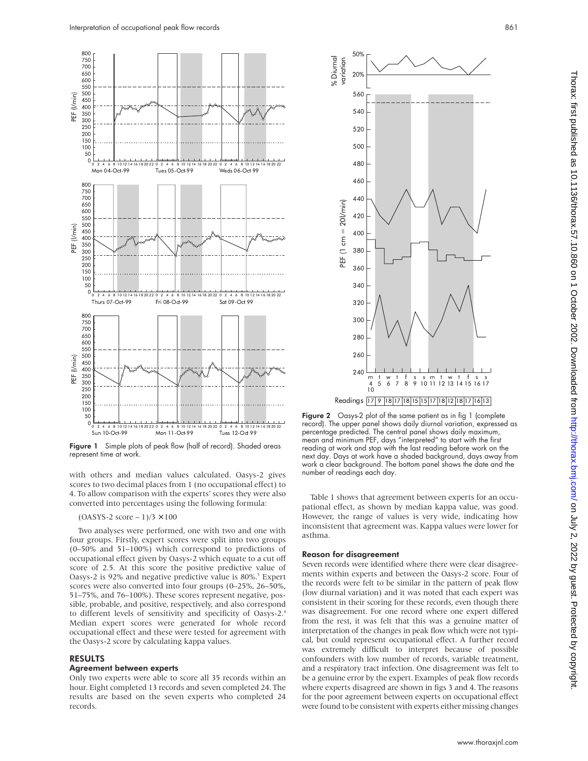Figure 1 Simple plots of peak flow (half of record). Shaded areas represent time at work.

Figure 2 Oasys-2 plot of the same patient as in fig 1 (complete record). The upper panel shows daily diurnal variation, expressed as percentage predicted. The central panel shows daily maximum, mean and minimum PEF, days "interpreted" to start with the first reading at work and stop with the last reading before work on the next day. Days at work have a shaded background, days away from work a clear background. The bottom panel shows the date and the number of readings each day.

with others and median values calculated. Oasys-2 gives scores to two decimal places from 1 (no occupational effect) to 4. To allow comparison with the experts' scores they were also converted into percentages using the following formula:

$$(\text{OASYS-2 score} - 1)/3 \times 100$$

Two analyses were performed, one with two and one with four groups. Firstly, expert scores were split into two groups (0–50% and 51–100%) which correspond to predictions of occupational effect given by Oasys-2 which equate to a cut off score of 2.5. At this score the positive predictive value of Oasys-2 is 92% and negative predictive value is 80%.[5] Expert scores were also converted into four groups (0–25%, 26–50%, 51–75%, and 76–100%). These scores represent negative, possible, probable, and positive, respectively, and also correspond to different levels of sensitivity and specificity of Oasys-2.[4] Median expert scores were generated for whole record occupational effect and these were tested for agreement with the Oasys-2 score by calculating kappa values.

## RESULTS

### Agreement between experts

Only two experts were able to score all 35 records within an hour. Eight completed 13 records and seven completed 24. The results are based on the seven experts who completed 24 records.

Table 1 shows that agreement between experts for an occupational effect, as shown by median kappa value, was good. However, the range of values is very wide, indicating how inconsistent that agreement was. Kappa values were lower for asthma.

### Reason for disagreement

Seven records were identified where there were clear disagreements within experts and between the Oasys-2 score. Four of the records were felt to be similar in the pattern of peak flow (low diurnal variation) and it was noted that each expert was consistent in their scoring for these records, even though there was disagreement. For one record where one expert differed from the rest, it was felt that this was a genuine matter of interpretation of the changes in peak flow which were not typical, but could represent occupational effect. A further record was extremely difficult to interpret because of possible confounders with low number of records, variable treatment, and a respiratory tract infection. One disagreement was felt to be a genuine error by the expert. Examples of peak flow records where experts disagreed are shown in figs 3 and 4. The reasons for the poor agreement between experts on occupational effect were found to be consistent with experts either missing changes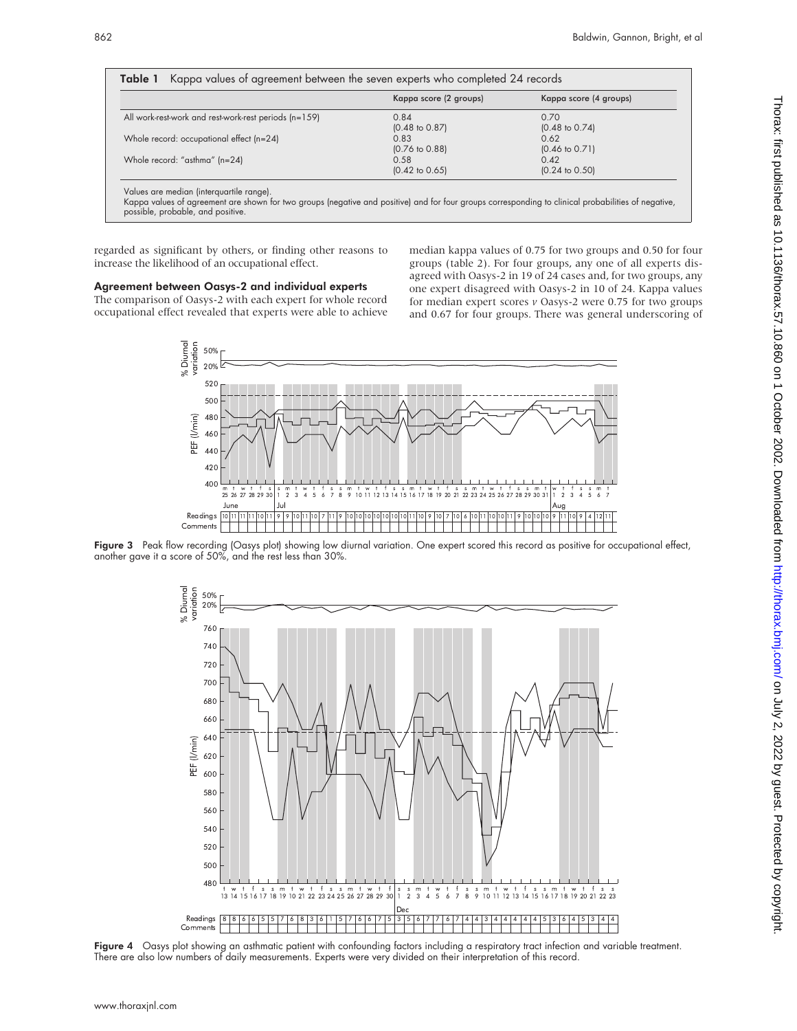**Table 1** Kappa values of agreement between the seven experts who completed 24 records

| | Kappa score (2 groups) | Kappa score (4 groups) |
|---|---|---|
| All work-rest-work and rest-work-rest periods (n=159) | 0.84 (0.48 to 0.87) | 0.70 (0.48 to 0.74) |
| Whole record: occupational effect (n=24) | 0.83 (0.76 to 0.88) | 0.62 (0.46 to 0.71) |
| Whole record: "asthma" (n=24) | 0.58 (0.42 to 0.65) | 0.42 (0.24 to 0.50) |

Values are median (interquartile range).
Kappa values of agreement are shown for two groups (negative and positive) and for four groups corresponding to clinical probabilities of negative, possible, probable, and positive.

regarded as significant by others, or finding other reasons to increase the likelihood of an occupational effect.

### Agreement between Oasys-2 and individual experts

The comparison of Oasys-2 with each expert for whole record occupational effect revealed that experts were able to achieve median kappa values of 0.75 for two groups and 0.50 for four groups (table 2). For four groups, any one of all experts disagreed with Oasys-2 in 19 of 24 cases and, for two groups, any one expert disagreed with Oasys-2 in 10 of 24. Kappa values for median expert scores *v* Oasys-2 were 0.75 for two groups and 0.67 for four groups. There was general underscoring of

**Figure 3** Peak flow recording (Oasys plot) showing low diurnal variation. One expert scored this record as positive for occupational effect, another gave it a score of 50%, and the rest less than 30%.

**Figure 4** Oasys plot showing an asthmatic patient with confounding factors including a respiratory tract infection and variable treatment. There are also low numbers of daily measurements. Experts were very divided on their interpretation of this record.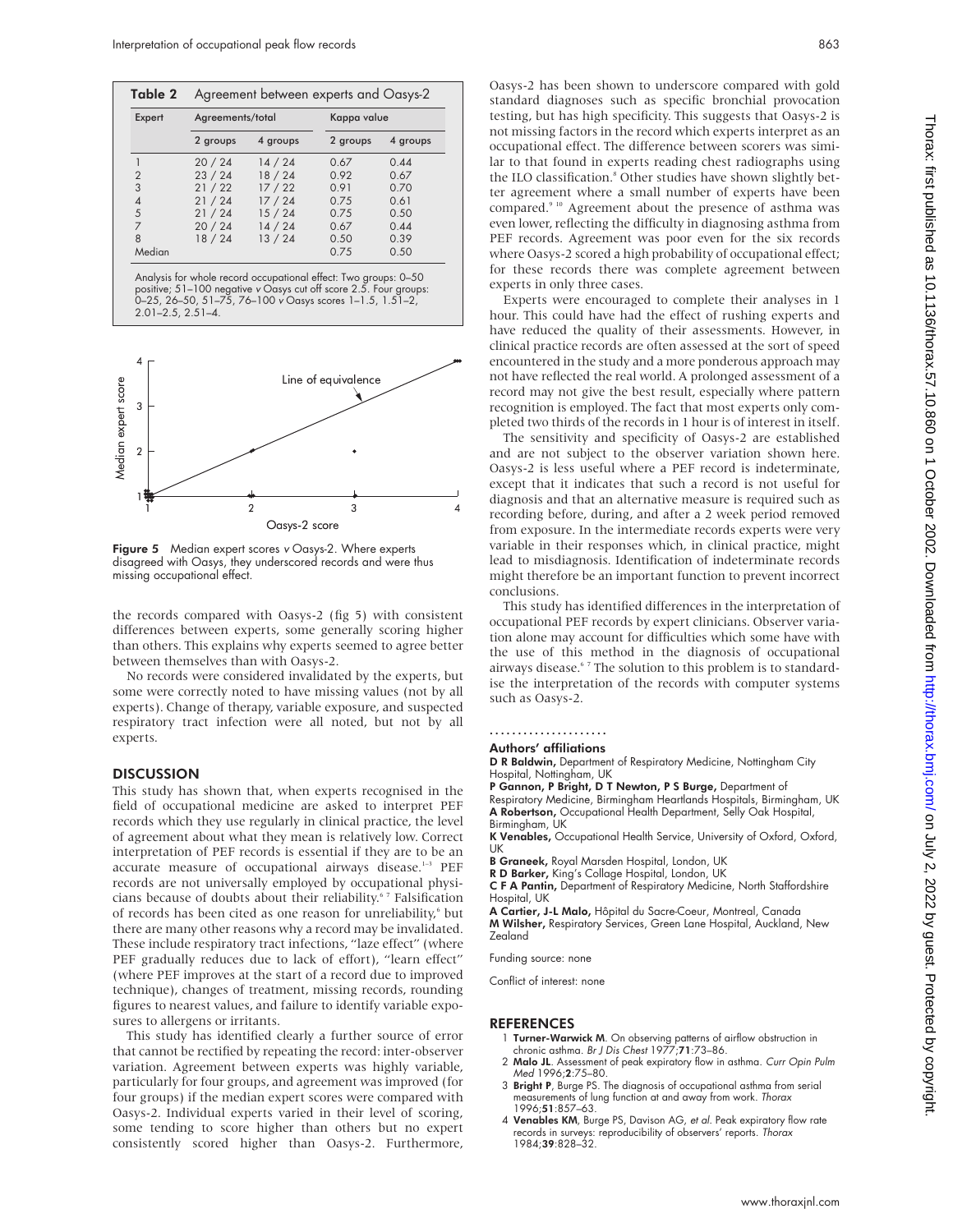**Table 2** Agreement between experts and Oasys-2

| Expert | Agreements/total | | Kappa value | |
|---|---|---|---|---|
| | 2 groups | 4 groups | 2 groups | 4 groups |
| 1 | 20 / 24 | 14 / 24 | 0.67 | 0.44 |
| 2 | 23 / 24 | 18 / 24 | 0.92 | 0.67 |
| 3 | 21 / 22 | 17 / 22 | 0.91 | 0.70 |
| 4 | 21 / 24 | 17 / 24 | 0.75 | 0.61 |
| 5 | 21 / 24 | 15 / 24 | 0.75 | 0.50 |
| 7 | 20 / 24 | 14 / 24 | 0.67 | 0.44 |
| 8 | 18 / 24 | 13 / 24 | 0.50 | 0.39 |
| Median | | | 0.75 | 0.50 |

Analysis for whole record occupational effect: Two groups: 0–50 positive; 51–100 negative *v* Oasys cut off score 2.5. Four groups: 0–25, 26–50, 51–75, 76–100 *v* Oasys scores 1–1.5, 1.51–2, 2.01–2.5, 2.51–4.

**Figure 5** Median expert scores *v* Oasys-2. Where experts disagreed with Oasys, they underscored records and were thus missing occupational effect.

the records compared with Oasys-2 (fig 5) with consistent differences between experts, some generally scoring higher than others. This explains why experts seemed to agree better between themselves than with Oasys-2.

No records were considered invalidated by the experts, but some were correctly noted to have missing values (not by all experts). Change of therapy, variable exposure, and suspected respiratory tract infection were all noted, but not by all experts.

## DISCUSSION

This study has shown that, when experts recognised in the field of occupational medicine are asked to interpret PEF records which they use regularly in clinical practice, the level of agreement about what they mean is relatively low. Correct interpretation of PEF records is essential if they are to be an accurate measure of occupational airways disease.[1–3] PEF records are not universally employed by occupational physicians because of doubts about their reliability.[6,7] Falsification of records has been cited as one reason for unreliability,[6] but there are many other reasons why a record may be invalidated. These include respiratory tract infections, "laze effect" (where PEF gradually reduces due to lack of effort), "learn effect" (where PEF improves at the start of a record due to improved technique), changes of treatment, missing records, rounding figures to nearest values, and failure to identify variable exposures to allergens or irritants.

This study has identified clearly a further source of error that cannot be rectified by repeating the record: inter-observer variation. Agreement between experts was highly variable, particularly for four groups, and agreement was improved (for four groups) if the median expert scores were compared with Oasys-2. Individual experts varied in their level of scoring, some tending to score higher than others but no expert consistently scored higher than Oasys-2. Furthermore, Oasys-2 has been shown to underscore compared with gold standard diagnoses such as specific bronchial provocation testing, but has high specificity. This suggests that Oasys-2 is not missing factors in the record which experts interpret as an occupational effect. The difference between scorers was similar to that found in experts reading chest radiographs using the ILO classification.[8] Other studies have shown slightly better agreement where a small number of experts have been compared.[9,10] Agreement about the presence of asthma was even lower, reflecting the difficulty in diagnosing asthma from PEF records. Agreement was poor even for the six records where Oasys-2 scored a high probability of occupational effect; for these records there was complete agreement between experts in only three cases.

Experts were encouraged to complete their analyses in 1 hour. This could have had the effect of rushing experts and have reduced the quality of their assessments. However, in clinical practice records are often assessed at the sort of speed encountered in the study and a more ponderous approach may not have reflected the real world. A prolonged assessment of a record may not give the best result, especially where pattern recognition is employed. The fact that most experts only completed two thirds of the records in 1 hour is of interest in itself.

The sensitivity and specificity of Oasys-2 are established and are not subject to the observer variation shown here. Oasys-2 is less useful where a PEF record is indeterminate, except that it indicates that such a record is not useful for diagnosis and that an alternative measure is required such as recording before, during, and after a 2 week period removed from exposure. In the intermediate records experts were very variable in their responses which, in clinical practice, might lead to misdiagnosis. Identification of indeterminate records might therefore be an important function to prevent incorrect conclusions.

This study has identified differences in the interpretation of occupational PEF records by expert clinicians. Observer variation alone may account for difficulties which some have with the use of this method in the diagnosis of occupational airways disease.[6,7] The solution to this problem is to standardise the interpretation of the records with computer systems such as Oasys-2.

### Authors' affiliations

**D R Baldwin,** Department of Respiratory Medicine, Nottingham City Hospital, Nottingham, UK
**P Gannon, P Bright, D T Newton, P S Burge,** Department of Respiratory Medicine, Birmingham Heartlands Hospitals, Birmingham, UK
**A Robertson,** Occupational Health Department, Selly Oak Hospital, Birmingham, UK
**K Venables,** Occupational Health Service, University of Oxford, Oxford, UK
**B Graneek,** Royal Marsden Hospital, London, UK
**R D Barker,** King's Collage Hospital, London, UK
**C F A Pantin,** Department of Respiratory Medicine, North Staffordshire Hospital, UK
**A Cartier, J-L Malo,** Hôpital du Sacre-Coeur, Montreal, Canada
**M Wilsher,** Respiratory Services, Green Lane Hospital, Auckland, New Zealand

Funding source: none

Conflict of interest: none

## REFERENCES

1. **Turner-Warwick M**. On observing patterns of airflow obstruction in chronic asthma. *Br J Dis Chest* 1977;**71**:73–86.
2. **Malo JL**. Assessment of peak expiratory flow in asthma. *Curr Opin Pulm Med* 1996;**2**:75–80.
3. **Bright P**, Burge PS. The diagnosis of occupational asthma from serial measurements of lung function at and away from work. *Thorax* 1996;**51**:857–63.
4. **Venables KM**, Burge PS, Davison AG, *et al*. Peak expiratory flow rate records in surveys: reproducibility of observers' reports. *Thorax* 1984;**39**:828–32.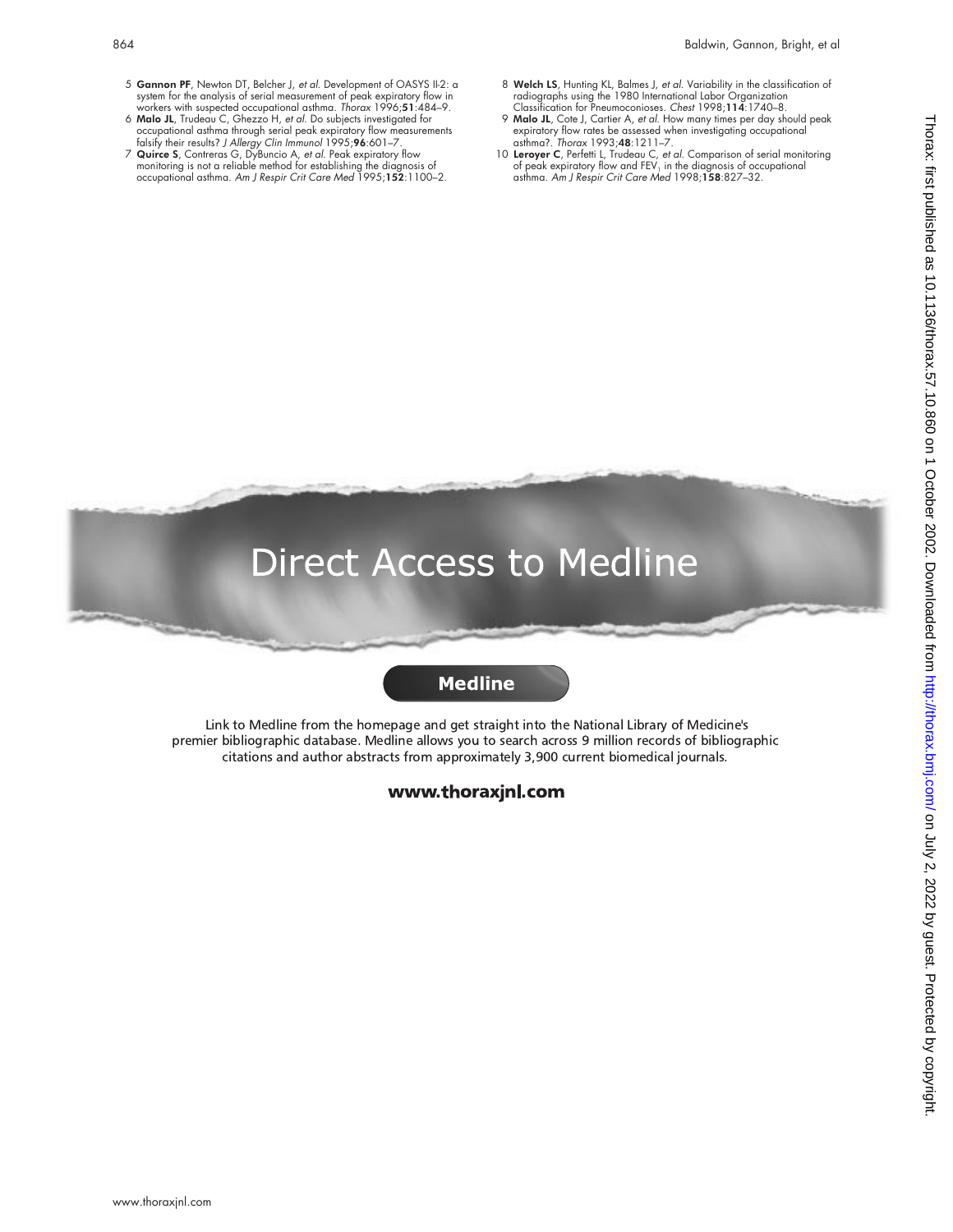5 **Gannon PF**, Newton DT, Belcher J, *et al*. Development of OASYS II-2: a system for the analysis of serial measurement of peak expiratory flow in workers with suspected occupational asthma. *Thorax* 1996;**51**:484–9.

6 **Malo JL**, Trudeau C, Ghezzo H, *et al*. Do subjects investigated for occupational asthma through serial peak expiratory flow measurements falsify their results? *J Allergy Clin Immunol* 1995;**96**:601–7.

7 **Quirce S**, Contreras G, DyBuncio A, *et al*. Peak expiratory flow monitoring is not a reliable method for establishing the diagnosis of occupational asthma. *Am J Respir Crit Care Med* 1995;**152**:1100–2.

8 **Welch LS**, Hunting KL, Balmes J, *et al*. Variability in the classification of radiographs using the 1980 International Labor Organization Classification for Pneumoconioses. *Chest* 1998;**114**:1740–8.

9 **Malo JL**, Cote J, Cartier A, *et al*. How many times per day should peak expiratory flow rates be assessed when investigating occupational asthma?. *Thorax* 1993;**48**:1211–7.

10 **Leroyer C**, Perfetti L, Trudeau C, *et al*. Comparison of serial monitoring of peak expiratory flow and $FEV_1$ in the diagnosis of occupational asthma. *Am J Respir Crit Care Med* 1998;**158**:827–32.

# Direct Access to Medline

**Medline**

Link to Medline from the homepage and get straight into the National Library of Medicine's premier bibliographic database. Medline allows you to search across 9 million records of bibliographic citations and author abstracts from approximately 3,900 current biomedical journals.

**www.thoraxjnl.com**

Thorax: first published as 10.1136/thorax.57.10.860 on 1 October 2002. Downloaded from http://thorax.bmj.com/ on July 2, 2022 by guest. Protected by copyright.